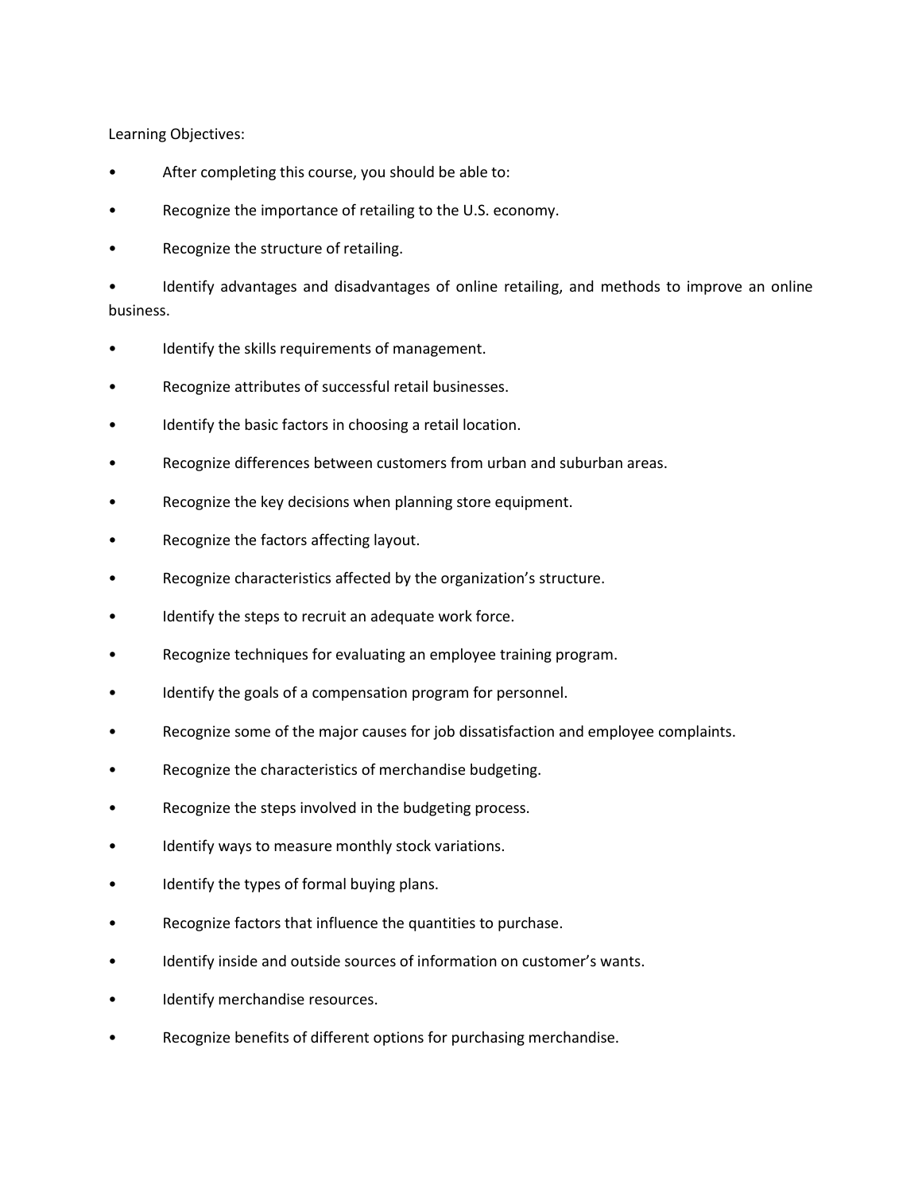Learning Objectives:

- After completing this course, you should be able to:
- Recognize the importance of retailing to the U.S. economy.
- Recognize the structure of retailing.
- Identify advantages and disadvantages of online retailing, and methods to improve an online business.
- Identify the skills requirements of management.
- Recognize attributes of successful retail businesses.
- Identify the basic factors in choosing a retail location.
- Recognize differences between customers from urban and suburban areas.
- Recognize the key decisions when planning store equipment.
- Recognize the factors affecting layout.
- Recognize characteristics affected by the organization's structure.
- Identify the steps to recruit an adequate work force.
- Recognize techniques for evaluating an employee training program.
- Identify the goals of a compensation program for personnel.
- Recognize some of the major causes for job dissatisfaction and employee complaints.
- Recognize the characteristics of merchandise budgeting.
- Recognize the steps involved in the budgeting process.
- Identify ways to measure monthly stock variations.
- Identify the types of formal buying plans.
- Recognize factors that influence the quantities to purchase.
- Identify inside and outside sources of information on customer's wants.
- Identify merchandise resources.
- Recognize benefits of different options for purchasing merchandise.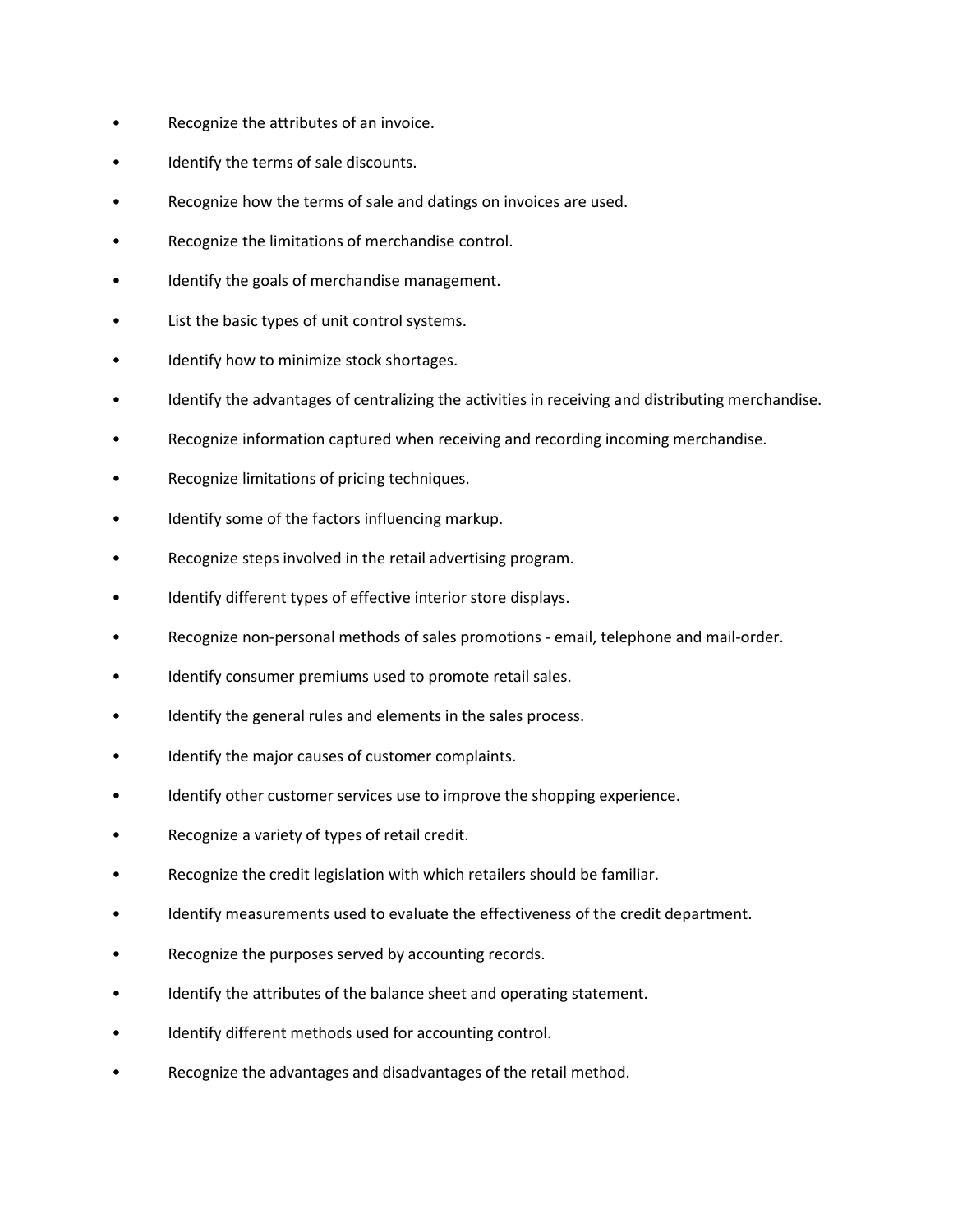- Recognize the attributes of an invoice.
- Identify the terms of sale discounts.
- Recognize how the terms of sale and datings on invoices are used.
- Recognize the limitations of merchandise control.
- Identify the goals of merchandise management.
- List the basic types of unit control systems.
- Identify how to minimize stock shortages.
- Identify the advantages of centralizing the activities in receiving and distributing merchandise.
- Recognize information captured when receiving and recording incoming merchandise.
- Recognize limitations of pricing techniques.
- Identify some of the factors influencing markup.
- Recognize steps involved in the retail advertising program.
- Identify different types of effective interior store displays.
- Recognize non-personal methods of sales promotions - email, telephone and mail-order.
- Identify consumer premiums used to promote retail sales.
- Identify the general rules and elements in the sales process.
- Identify the major causes of customer complaints.
- Identify other customer services use to improve the shopping experience.
- Recognize a variety of types of retail credit.
- Recognize the credit legislation with which retailers should be familiar.
- Identify measurements used to evaluate the effectiveness of the credit department.
- Recognize the purposes served by accounting records.
- Identify the attributes of the balance sheet and operating statement.
- Identify different methods used for accounting control.
- Recognize the advantages and disadvantages of the retail method.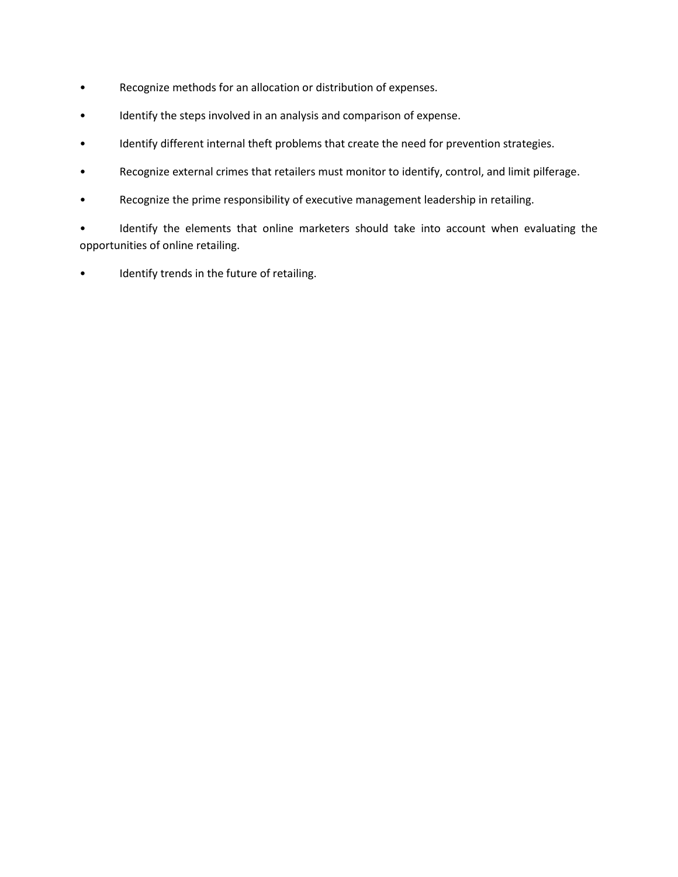- Recognize methods for an allocation or distribution of expenses.
- Identify the steps involved in an analysis and comparison of expense.
- Identify different internal theft problems that create the need for prevention strategies.
- Recognize external crimes that retailers must monitor to identify, control, and limit pilferage.
- Recognize the prime responsibility of executive management leadership in retailing.
- Identify the elements that online marketers should take into account when evaluating the opportunities of online retailing.
- Identify trends in the future of retailing.